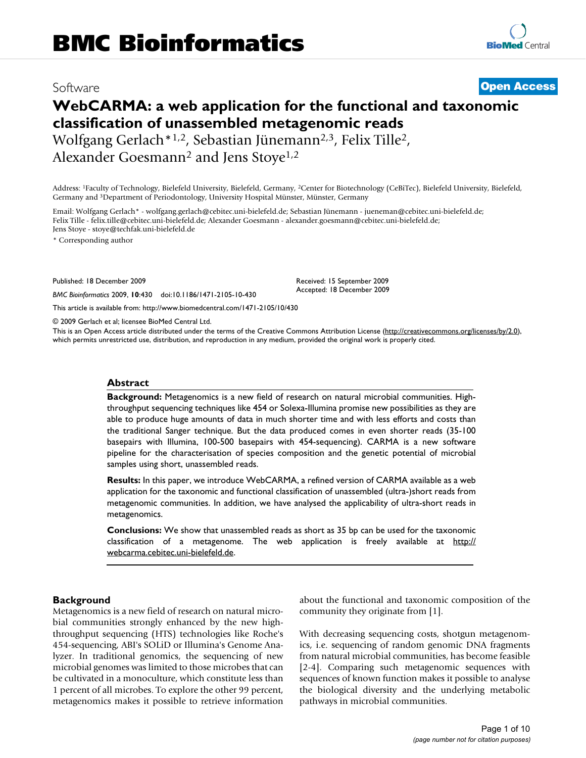BMC Bioinformatics

Software

**Open Access**

# WebCARMA: a web application for the functional and taxonomic classification of unassembled metagenomic reads

Wolfgang Gerlach*[1,2], Sebastian Jünemann[2,3], Felix Tille[2], Alexander Goesmann[2] and Jens Stoye[1,2]

Address: [1]Faculty of Technology, Bielefeld University, Bielefeld, Germany, [2]Center for Biotechnology (CeBiTec), Bielefeld University, Bielefeld, Germany and [3]Department of Periodontology, University Hospital Münster, Münster, Germany

Email: Wolfgang Gerlach* - wolfgang.gerlach@cebitec.uni-bielefeld.de; Sebastian Jünemann - jueneman@cebitec.uni-bielefeld.de; Felix Tille - felix.tille@cebitec.uni-bielefeld.de; Alexander Goesmann - alexander.goesmann@cebitec.uni-bielefeld.de; Jens Stoye - stoye@techfak.uni-bielefeld.de

\* Corresponding author

Published: 18 December 2009

Received: 15 September 2009
Accepted: 18 December 2009

*BMC Bioinformatics* 2009, **10**:430 doi:10.1186/1471-2105-10-430

This article is available from: http://www.biomedcentral.com/1471-2105/10/430

© 2009 Gerlach et al; licensee BioMed Central Ltd.

This is an Open Access article distributed under the terms of the Creative Commons Attribution License (http://creativecommons.org/licenses/by/2.0), which permits unrestricted use, distribution, and reproduction in any medium, provided the original work is properly cited.

## Abstract

**Background:** Metagenomics is a new field of research on natural microbial communities. High-throughput sequencing techniques like 454 or Solexa-Illumina promise new possibilities as they are able to produce huge amounts of data in much shorter time and with less efforts and costs than the traditional Sanger technique. But the data produced comes in even shorter reads (35-100 basepairs with Illumina, 100-500 basepairs with 454-sequencing). CARMA is a new software pipeline for the characterisation of species composition and the genetic potential of microbial samples using short, unassembled reads.

**Results:** In this paper, we introduce WebCARMA, a refined version of CARMA available as a web application for the taxonomic and functional classification of unassembled (ultra-)short reads from metagenomic communities. In addition, we have analysed the applicability of ultra-short reads in metagenomics.

**Conclusions:** We show that unassembled reads as short as 35 bp can be used for the taxonomic classification of a metagenome. The web application is freely available at http://webcarma.cebitec.uni-bielefeld.de.

## Background

Metagenomics is a new field of research on natural microbial communities strongly enhanced by the new high-throughput sequencing (HTS) technologies like Roche's 454-sequencing, ABI's SOLiD or Illumina's Genome Analyzer. In traditional genomics, the sequencing of new microbial genomes was limited to those microbes that can be cultivated in a monoculture, which constitute less than 1 percent of all microbes. To explore the other 99 percent, metagenomics makes it possible to retrieve information about the functional and taxonomic composition of the community they originate from [1].

With decreasing sequencing costs, shotgun metagenomics, i.e. sequencing of random genomic DNA fragments from natural microbial communities, has become feasible [2-4]. Comparing such metagenomic sequences with sequences of known function makes it possible to analyse the biological diversity and the underlying metabolic pathways in microbial communities.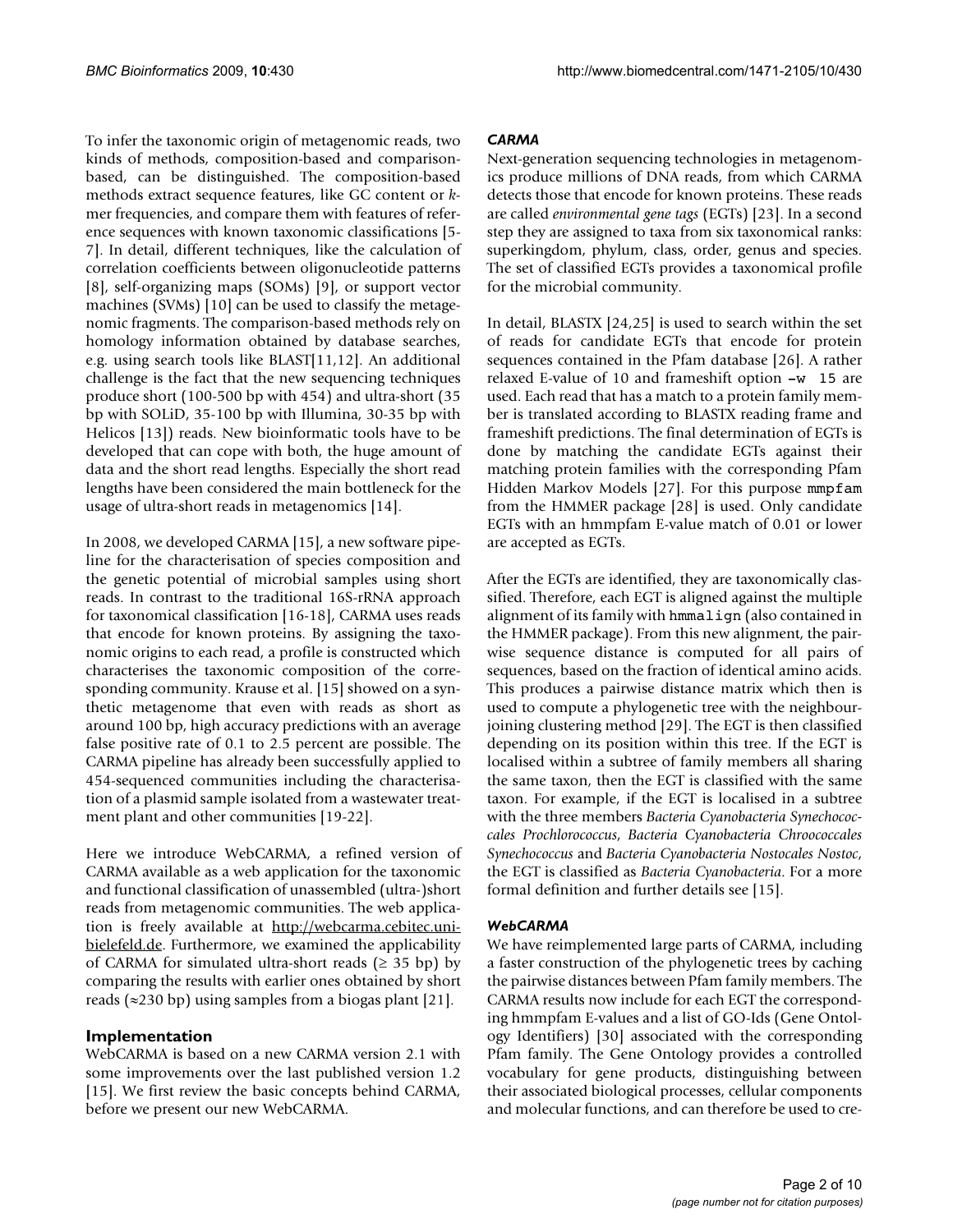To infer the taxonomic origin of metagenomic reads, two kinds of methods, composition-based and comparison-based, can be distinguished. The composition-based methods extract sequence features, like GC content or *k*-mer frequencies, and compare them with features of reference sequences with known taxonomic classifications [5-7]. In detail, different techniques, like the calculation of correlation coefficients between oligonucleotide patterns [8], self-organizing maps (SOMs) [9], or support vector machines (SVMs) [10] can be used to classify the metagenomic fragments. The comparison-based methods rely on homology information obtained by database searches, e.g. using search tools like BLAST[11,12]. An additional challenge is the fact that the new sequencing techniques produce short (100-500 bp with 454) and ultra-short (35 bp with SOLiD, 35-100 bp with Illumina, 30-35 bp with Helicos [13]) reads. New bioinformatic tools have to be developed that can cope with both, the huge amount of data and the short read lengths. Especially the short read lengths have been considered the main bottleneck for the usage of ultra-short reads in metagenomics [14].

In 2008, we developed CARMA [15], a new software pipeline for the characterisation of species composition and the genetic potential of microbial samples using short reads. In contrast to the traditional 16S-rRNA approach for taxonomical classification [16-18], CARMA uses reads that encode for known proteins. By assigning the taxonomic origins to each read, a profile is constructed which characterises the taxonomic composition of the corresponding community. Krause et al. [15] showed on a synthetic metagenome that even with reads as short as around 100 bp, high accuracy predictions with an average false positive rate of 0.1 to 2.5 percent are possible. The CARMA pipeline has already been successfully applied to 454-sequenced communities including the characterisation of a plasmid sample isolated from a wastewater treatment plant and other communities [19-22].

Here we introduce WebCARMA, a refined version of CARMA available as a web application for the taxonomic and functional classification of unassembled (ultra-)short reads from metagenomic communities. The web application is freely available at http://webcarma.cebitec.uni-bielefeld.de. Furthermore, we examined the applicability of CARMA for simulated ultra-short reads ($\geq$ 35 bp) by comparing the results with earlier ones obtained by short reads ($\approx$230 bp) using samples from a biogas plant [21].

## Implementation

WebCARMA is based on a new CARMA version 2.1 with some improvements over the last published version 1.2 [15]. We first review the basic concepts behind CARMA, before we present our new WebCARMA.

### *CARMA*

Next-generation sequencing technologies in metagenomics produce millions of DNA reads, from which CARMA detects those that encode for known proteins. These reads are called *environmental gene tags* (EGTs) [23]. In a second step they are assigned to taxa from six taxonomical ranks: superkingdom, phylum, class, order, genus and species. The set of classified EGTs provides a taxonomical profile for the microbial community.

In detail, BLASTX [24,25] is used to search within the set of reads for candidate EGTs that encode for protein sequences contained in the Pfam database [26]. A rather relaxed E-value of 10 and frameshift option `-w 15` are used. Each read that has a match to a protein family member is translated according to BLASTX reading frame and frameshift predictions. The final determination of EGTs is done by matching the candidate EGTs against their matching protein families with the corresponding Pfam Hidden Markov Models [27]. For this purpose `mmpfam` from the HMMER package [28] is used. Only candidate EGTs with an hmmpfam E-value match of 0.01 or lower are accepted as EGTs.

After the EGTs are identified, they are taxonomically classified. Therefore, each EGT is aligned against the multiple alignment of its family with `hmmalign` (also contained in the HMMER package). From this new alignment, the pairwise sequence distance is computed for all pairs of sequences, based on the fraction of identical amino acids. This produces a pairwise distance matrix which then is used to compute a phylogenetic tree with the neighbour-joining clustering method [29]. The EGT is then classified depending on its position within this tree. If the EGT is localised within a subtree of family members all sharing the same taxon, then the EGT is classified with the same taxon. For example, if the EGT is localised in a subtree with the three members *Bacteria Cyanobacteria Synechococcales Prochlorococcus*, *Bacteria Cyanobacteria Chroococcales Synechococcus* and *Bacteria Cyanobacteria Nostocales Nostoc*, the EGT is classified as *Bacteria Cyanobacteria*. For a more formal definition and further details see [15].

### *WebCARMA*

We have reimplemented large parts of CARMA, including a faster construction of the phylogenetic trees by caching the pairwise distances between Pfam family members. The CARMA results now include for each EGT the corresponding hmmpfam E-values and a list of GO-Ids (Gene Ontology Identifiers) [30] associated with the corresponding Pfam family. The Gene Ontology provides a controlled vocabulary for gene products, distinguishing between their associated biological processes, cellular components and molecular functions, and can therefore be used to cre-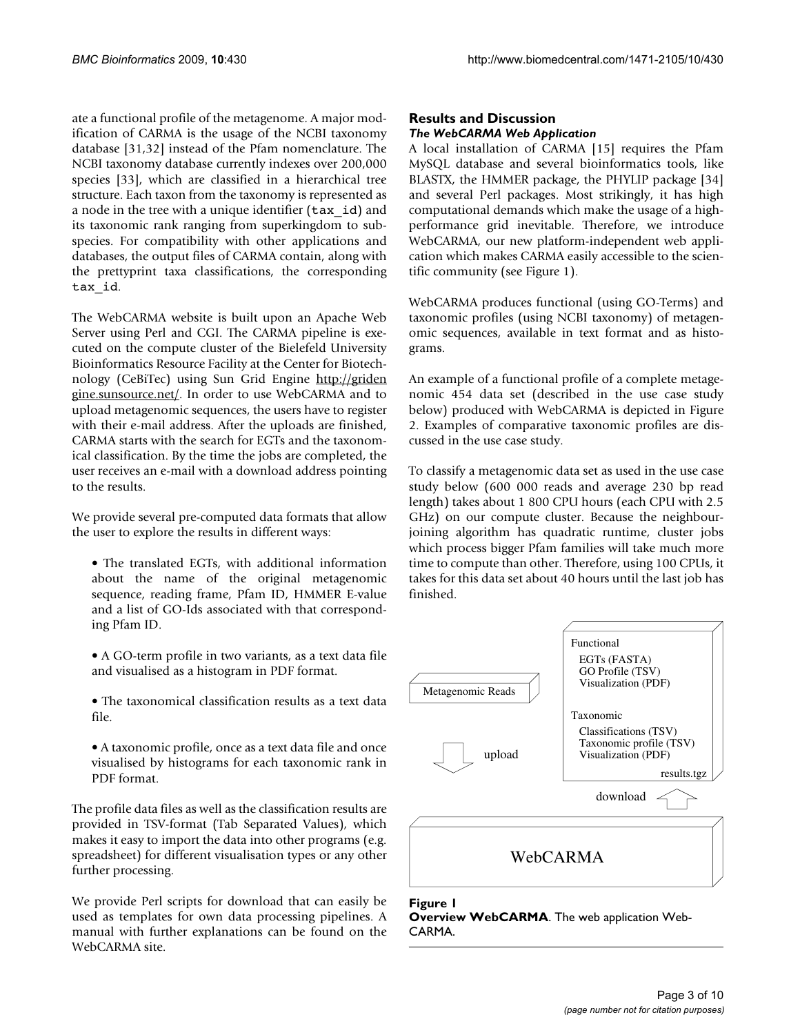ate a functional profile of the metagenome. A major modification of CARMA is the usage of the NCBI taxonomy database [31,32] instead of the Pfam nomenclature. The NCBI taxonomy database currently indexes over 200,000 species [33], which are classified in a hierarchical tree structure. Each taxon from the taxonomy is represented as a node in the tree with a unique identifier (`tax_id`) and its taxonomic rank ranging from superkingdom to subspecies. For compatibility with other applications and databases, the output files of CARMA contain, along with the prettyprint taxa classifications, the corresponding `tax_id`.

The WebCARMA website is built upon an Apache Web Server using Perl and CGI. The CARMA pipeline is executed on the compute cluster of the Bielefeld University Bioinformatics Resource Facility at the Center for Biotechnology (CeBiTec) using Sun Grid Engine http://gridengine.sunsource.net/. In order to use WebCARMA and to upload metagenomic sequences, the users have to register with their e-mail address. After the uploads are finished, CARMA starts with the search for EGTs and the taxonomical classification. By the time the jobs are completed, the user receives an e-mail with a download address pointing to the results.

We provide several pre-computed data formats that allow the user to explore the results in different ways:

- The translated EGTs, with additional information about the name of the original metagenomic sequence, reading frame, Pfam ID, HMMER E-value and a list of GO-Ids associated with that corresponding Pfam ID.
- A GO-term profile in two variants, as a text data file and visualised as a histogram in PDF format.
- The taxonomical classification results as a text data file.
- A taxonomic profile, once as a text data file and once visualised by histograms for each taxonomic rank in PDF format.

The profile data files as well as the classification results are provided in TSV-format (Tab Separated Values), which makes it easy to import the data into other programs (e.g. spreadsheet) for different visualisation types or any other further processing.

We provide Perl scripts for download that can easily be used as templates for own data processing pipelines. A manual with further explanations can be found on the WebCARMA site.

## Results and Discussion

### *The WebCARMA Web Application*

A local installation of CARMA [15] requires the Pfam MySQL database and several bioinformatics tools, like BLASTX, the HMMER package, the PHYLIP package [34] and several Perl packages. Most strikingly, it has high computational demands which make the usage of a high-performance grid inevitable. Therefore, we introduce WebCARMA, our new platform-independent web application which makes CARMA easily accessible to the scientific community (see Figure 1).

WebCARMA produces functional (using GO-Terms) and taxonomic profiles (using NCBI taxonomy) of metagenomic sequences, available in text format and as histograms.

An example of a functional profile of a complete metagenomic 454 data set (described in the use case study below) produced with WebCARMA is depicted in Figure 2. Examples of comparative taxonomic profiles are discussed in the use case study.

To classify a metagenomic data set as used in the use case study below (600 000 reads and average 230 bp read length) takes about 1 800 CPU hours (each CPU with 2.5 GHz) on our compute cluster. Because the neighbour-joining algorithm has quadratic runtime, cluster jobs which process bigger Pfam families will take much more time to compute than other. Therefore, using 100 CPUs, it takes for this data set about 40 hours until the last job has finished.

Metagenomic Reads

upload

Functional
EGTs (FASTA)
GO Profile (TSV)
Visualization (PDF)

Taxonomic
Classifications (TSV)
Taxonomic profile (TSV)
Visualization (PDF)

results.tgz

download

WebCARMA

**Figure 1**
**Overview WebCARMA**. The web application WebCARMA.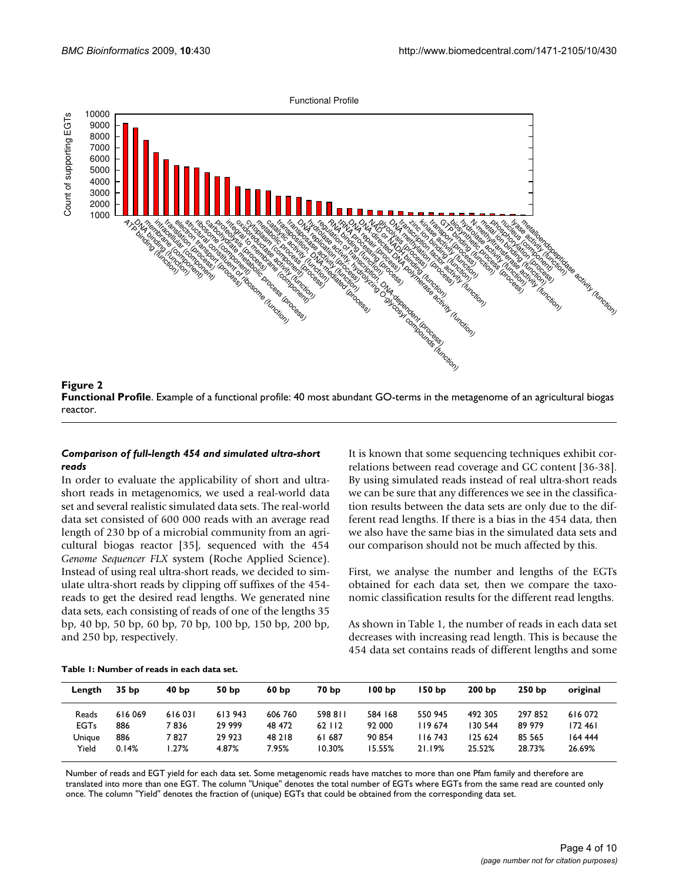**Figure 2**

**Functional Profile**. Example of a functional profile: 40 most abundant GO-terms in the metagenome of an agricultural biogas reactor.

### *Comparison of full-length 454 and simulated ultra-short reads*

In order to evaluate the applicability of short and ultra-short reads in metagenomics, we used a real-world data set and several realistic simulated data sets. The real-world data set consisted of 600 000 reads with an average read length of 230 bp of a microbial community from an agricultural biogas reactor [35], sequenced with the 454 *Genome Sequencer FLX* system (Roche Applied Science). Instead of using real ultra-short reads, we decided to simulate ultra-short reads by clipping off suffixes of the 454-reads to get the desired read lengths. We generated nine data sets, each consisting of reads of one of the lengths 35 bp, 40 bp, 50 bp, 60 bp, 70 bp, 100 bp, 150 bp, 200 bp, and 250 bp, respectively.

It is known that some sequencing techniques exhibit correlations between read coverage and GC content [36-38]. By using simulated reads instead of real ultra-short reads we can be sure that any differences we see in the classification results between the data sets are only due to the different read lengths. If there is a bias in the 454 data, then we also have the same bias in the simulated data sets and our comparison should not be much affected by this.

First, we analyse the number and lengths of the EGTs obtained for each data set, then we compare the taxonomic classification results for the different read lengths.

As shown in Table 1, the number of reads in each data set decreases with increasing read length. This is because the 454 data set contains reads of different lengths and some

**Table 1: Number of reads in each data set.**

| Length | 35 bp | 40 bp | 50 bp | 60 bp | 70 bp | 100 bp | 150 bp | 200 bp | 250 bp | original |
|---|---|---|---|---|---|---|---|---|---|---|
| Reads | 616 069 | 616 031 | 613 943 | 606 760 | 598 811 | 584 168 | 550 945 | 492 305 | 297 852 | 616 072 |
| EGTs | 886 | 7 836 | 29 999 | 48 472 | 62 112 | 92 000 | 119 674 | 130 544 | 89 979 | 172 461 |
| Unique | 886 | 7 827 | 29 923 | 48 218 | 61 687 | 90 854 | 116 743 | 125 624 | 85 565 | 164 444 |
| Yield | 0.14% | 1.27% | 4.87% | 7.95% | 10.30% | 15.55% | 21.19% | 25.52% | 28.73% | 26.69% |

Number of reads and EGT yield for each data set. Some metagenomic reads have matches to more than one Pfam family and therefore are translated into more than one EGT. The column "Unique" denotes the total number of EGTs where EGTs from the same read are counted only once. The column "Yield" denotes the fraction of (unique) EGTs that could be obtained from the corresponding data set.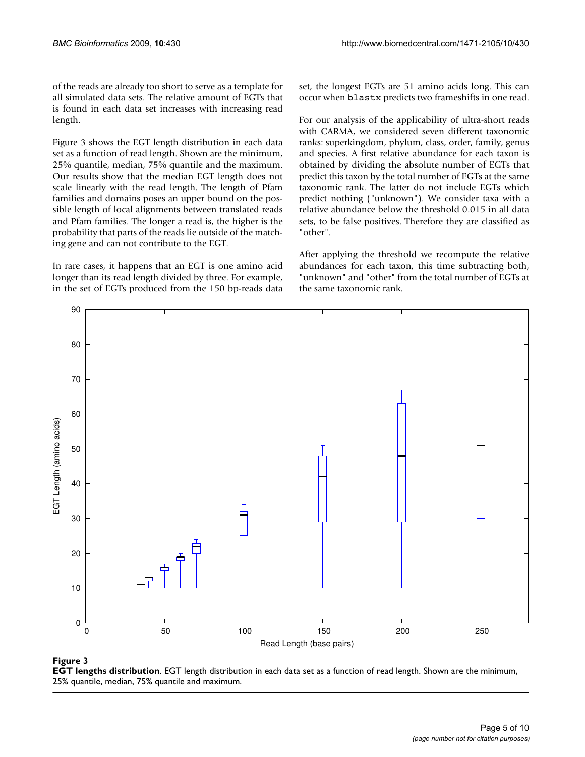of the reads are already too short to serve as a template for all simulated data sets. The relative amount of EGTs that is found in each data set increases with increasing read length.

Figure 3 shows the EGT length distribution in each data set as a function of read length. Shown are the minimum, 25% quantile, median, 75% quantile and the maximum. Our results show that the median EGT length does not scale linearly with the read length. The length of Pfam families and domains poses an upper bound on the possible length of local alignments between translated reads and Pfam families. The longer a read is, the higher is the probability that parts of the reads lie outside of the matching gene and can not contribute to the EGT.

In rare cases, it happens that an EGT is one amino acid longer than its read length divided by three. For example, in the set of EGTs produced from the 150 bp-reads data set, the longest EGTs are 51 amino acids long. This can occur when `blastx` predicts two frameshifts in one read.

For our analysis of the applicability of ultra-short reads with CARMA, we considered seven different taxonomic ranks: superkingdom, phylum, class, order, family, genus and species. A first relative abundance for each taxon is obtained by dividing the absolute number of EGTs that predict this taxon by the total number of EGTs at the same taxonomic rank. The latter do not include EGTs which predict nothing ("unknown"). We consider taxa with a relative abundance below the threshold 0.015 in all data sets, to be false positives. Therefore they are classified as "other".

After applying the threshold we recompute the relative abundances for each taxon, this time subtracting both, "unknown" and "other" from the total number of EGTs at the same taxonomic rank.

**Figure 3**
**EGT lengths distribution**. EGT length distribution in each data set as a function of read length. Shown are the minimum, 25% quantile, median, 75% quantile and maximum.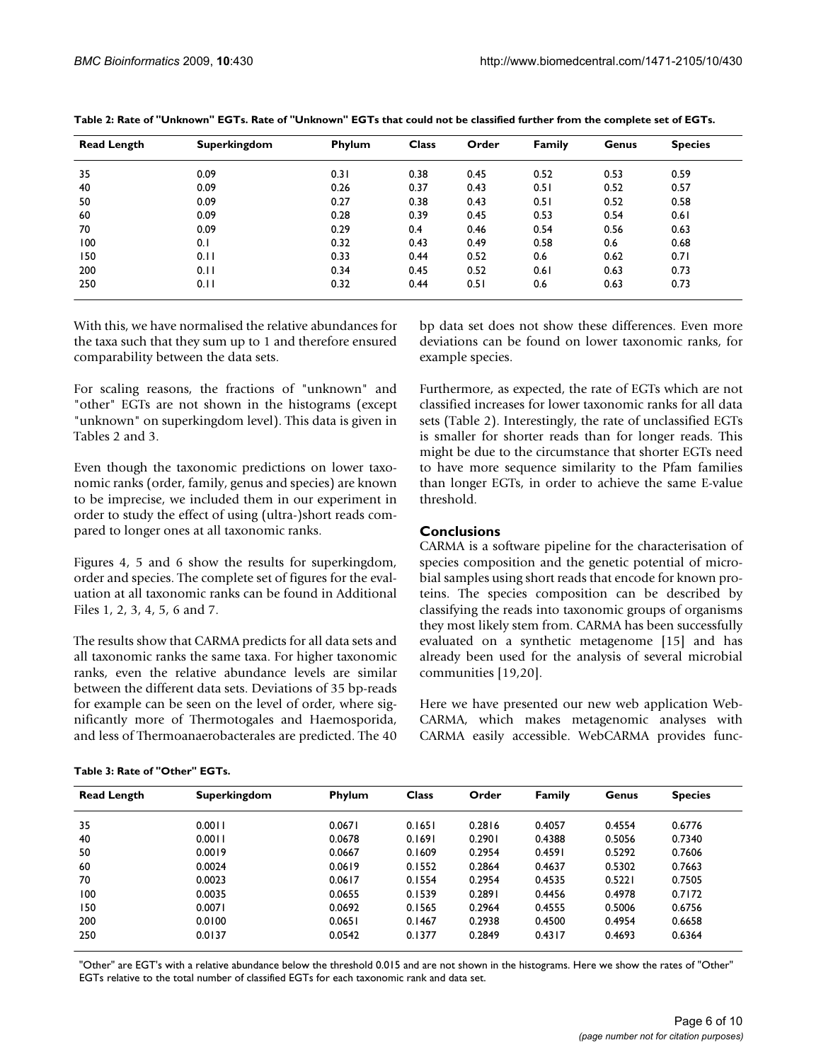**Table 2: Rate of "Unknown" EGTs. Rate of "Unknown" EGTs that could not be classified further from the complete set of EGTs.**

| Read Length | Superkingdom | Phylum | Class | Order | Family | Genus | Species |
| --- | --- | --- | --- | --- | --- | --- | --- |
| 35 | 0.09 | 0.31 | 0.38 | 0.45 | 0.52 | 0.53 | 0.59 |
| 40 | 0.09 | 0.26 | 0.37 | 0.43 | 0.51 | 0.52 | 0.57 |
| 50 | 0.09 | 0.27 | 0.38 | 0.43 | 0.51 | 0.52 | 0.58 |
| 60 | 0.09 | 0.28 | 0.39 | 0.45 | 0.53 | 0.54 | 0.61 |
| 70 | 0.09 | 0.29 | 0.4 | 0.46 | 0.54 | 0.56 | 0.63 |
| 100 | 0.1 | 0.32 | 0.43 | 0.49 | 0.58 | 0.6 | 0.68 |
| 150 | 0.11 | 0.33 | 0.44 | 0.52 | 0.6 | 0.62 | 0.71 |
| 200 | 0.11 | 0.34 | 0.45 | 0.52 | 0.61 | 0.63 | 0.73 |
| 250 | 0.11 | 0.32 | 0.44 | 0.51 | 0.6 | 0.63 | 0.73 |

With this, we have normalised the relative abundances for the taxa such that they sum up to 1 and therefore ensured comparability between the data sets.

For scaling reasons, the fractions of "unknown" and "other" EGTs are not shown in the histograms (except "unknown" on superkingdom level). This data is given in Tables 2 and 3.

Even though the taxonomic predictions on lower taxonomic ranks (order, family, genus and species) are known to be imprecise, we included them in our experiment in order to study the effect of using (ultra-)short reads compared to longer ones at all taxonomic ranks.

Figures 4, 5 and 6 show the results for superkingdom, order and species. The complete set of figures for the evaluation at all taxonomic ranks can be found in Additional Files 1, 2, 3, 4, 5, 6 and 7.

The results show that CARMA predicts for all data sets and all taxonomic ranks the same taxa. For higher taxonomic ranks, even the relative abundance levels are similar between the different data sets. Deviations of 35 bp-reads for example can be seen on the level of order, where significantly more of Thermotogales and Haemosporida, and less of Thermoanaerobacterales are predicted. The 40 bp data set does not show these differences. Even more deviations can be found on lower taxonomic ranks, for example species.

Furthermore, as expected, the rate of EGTs which are not classified increases for lower taxonomic ranks for all data sets (Table 2). Interestingly, the rate of unclassified EGTs is smaller for shorter reads than for longer reads. This might be due to the circumstance that shorter EGTs need to have more sequence similarity to the Pfam families than longer EGTs, in order to achieve the same E-value threshold.

## Conclusions

CARMA is a software pipeline for the characterisation of species composition and the genetic potential of microbial samples using short reads that encode for known proteins. The species composition can be described by classifying the reads into taxonomic groups of organisms they most likely stem from. CARMA has been successfully evaluated on a synthetic metagenome [15] and has already been used for the analysis of several microbial communities [19,20].

Here we have presented our new web application WebCARMA, which makes metagenomic analyses with CARMA easily accessible. WebCARMA provides func-

**Table 3: Rate of "Other" EGTs.**

| Read Length | Superkingdom | Phylum | Class | Order | Family | Genus | Species |
| --- | --- | --- | --- | --- | --- | --- | --- |
| 35 | 0.0011 | 0.0671 | 0.1651 | 0.2816 | 0.4057 | 0.4554 | 0.6776 |
| 40 | 0.0011 | 0.0678 | 0.1691 | 0.2901 | 0.4388 | 0.5056 | 0.7340 |
| 50 | 0.0019 | 0.0667 | 0.1609 | 0.2954 | 0.4591 | 0.5292 | 0.7606 |
| 60 | 0.0024 | 0.0619 | 0.1552 | 0.2864 | 0.4637 | 0.5302 | 0.7663 |
| 70 | 0.0023 | 0.0617 | 0.1554 | 0.2954 | 0.4535 | 0.5221 | 0.7505 |
| 100 | 0.0035 | 0.0655 | 0.1539 | 0.2891 | 0.4456 | 0.4978 | 0.7172 |
| 150 | 0.0071 | 0.0692 | 0.1565 | 0.2964 | 0.4555 | 0.5006 | 0.6756 |
| 200 | 0.0100 | 0.0651 | 0.1467 | 0.2938 | 0.4500 | 0.4954 | 0.6658 |
| 250 | 0.0137 | 0.0542 | 0.1377 | 0.2849 | 0.4317 | 0.4693 | 0.6364 |

"Other" are EGT's with a relative abundance below the threshold 0.015 and are not shown in the histograms. Here we show the rates of "Other" EGTs relative to the total number of classified EGTs for each taxonomic rank and data set.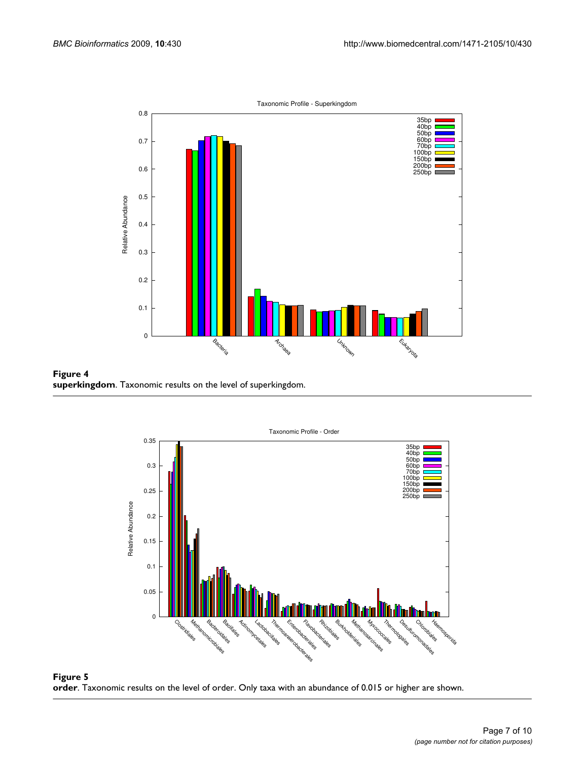**Figure 4**
**superkingdom**. Taxonomic results on the level of superkingdom.

**Figure 5**
**order**. Taxonomic results on the level of order. Only taxa with an abundance of 0.015 or higher are shown.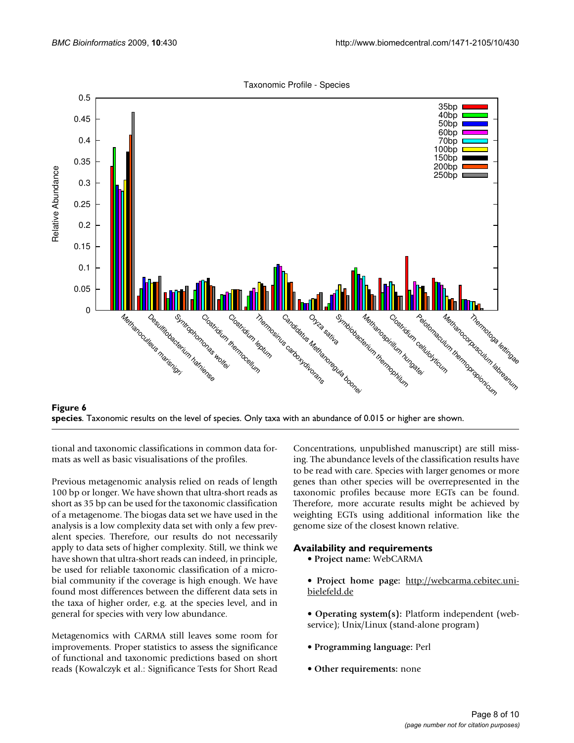**Figure 6**

**species**. Taxonomic results on the level of species. Only taxa with an abundance of 0.015 or higher are shown.

tional and taxonomic classifications in common data formats as well as basic visualisations of the profiles.

Previous metagenomic analysis relied on reads of length 100 bp or longer. We have shown that ultra-short reads as short as 35 bp can be used for the taxonomic classification of a metagenome. The biogas data set we have used in the analysis is a low complexity data set with only a few prevalent species. Therefore, our results do not necessarily apply to data sets of higher complexity. Still, we think we have shown that ultra-short reads can indeed, in principle, be used for reliable taxonomic classification of a microbial community if the coverage is high enough. We have found most differences between the different data sets in the taxa of higher order, e.g. at the species level, and in general for species with very low abundance.

Metagenomics with CARMA still leaves some room for improvements. Proper statistics to assess the significance of functional and taxonomic predictions based on short reads (Kowalczyk et al.: Significance Tests for Short Read Concentrations, unpublished manuscript) are still missing. The abundance levels of the classification results have to be read with care. Species with larger genomes or more genes than other species will be overrepresented in the taxonomic profiles because more EGTs can be found. Therefore, more accurate results might be achieved by weighting EGTs using additional information like the genome size of the closest known relative.

## Availability and requirements

- **Project name:** WebCARMA
- **Project home page:** http://webcarma.cebitec.uni-bielefeld.de
- **Operating system(s):** Platform independent (web-service); Unix/Linux (stand-alone program)
- **Programming language:** Perl
- **Other requirements:** none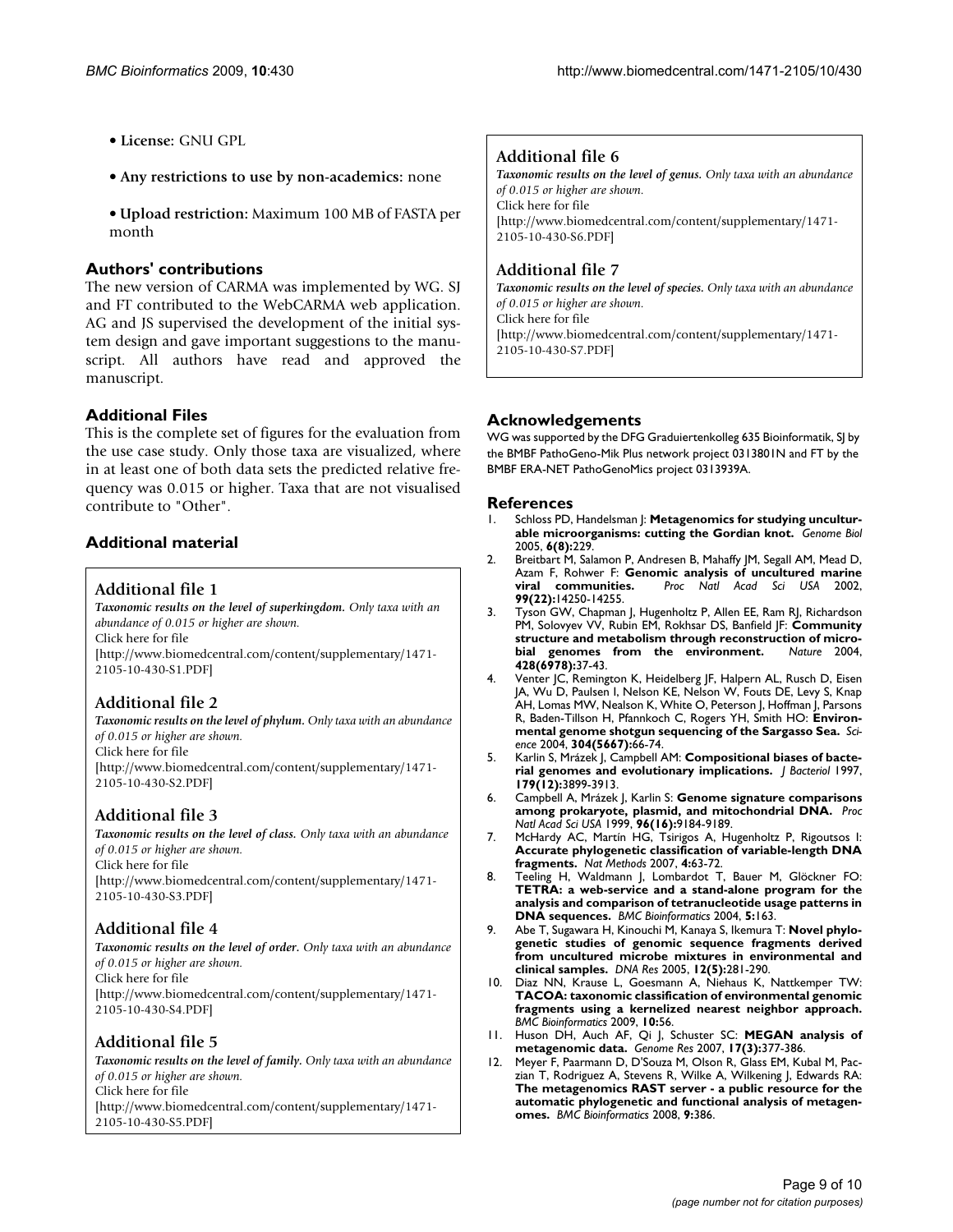- **License:** GNU GPL
- **Any restrictions to use by non-academics:** none
- **Upload restriction:** Maximum 100 MB of FASTA per month

## Authors' contributions

The new version of CARMA was implemented by WG. SJ and FT contributed to the WebCARMA web application. AG and JS supervised the development of the initial system design and gave important suggestions to the manuscript. All authors have read and approved the manuscript.

## Additional Files

This is the complete set of figures for the evaluation from the use case study. Only those taxa are visualized, where in at least one of both data sets the predicted relative frequency was 0.015 or higher. Taxa that are not visualised contribute to "Other".

## Additional material

### Additional file 1

***Taxonomic results on the level of superkingdom.*** *Only taxa with an abundance of 0.015 or higher are shown.*
Click here for file
[http://www.biomedcentral.com/content/supplementary/1471-2105-10-430-S1.PDF]

### Additional file 2

***Taxonomic results on the level of phylum.*** *Only taxa with an abundance of 0.015 or higher are shown.*
Click here for file
[http://www.biomedcentral.com/content/supplementary/1471-2105-10-430-S2.PDF]

### Additional file 3

***Taxonomic results on the level of class.*** *Only taxa with an abundance of 0.015 or higher are shown.*
Click here for file
[http://www.biomedcentral.com/content/supplementary/1471-2105-10-430-S3.PDF]

### Additional file 4

***Taxonomic results on the level of order.*** *Only taxa with an abundance of 0.015 or higher are shown.*
Click here for file
[http://www.biomedcentral.com/content/supplementary/1471-2105-10-430-S4.PDF]

### Additional file 5

***Taxonomic results on the level of family.*** *Only taxa with an abundance of 0.015 or higher are shown.*
Click here for file
[http://www.biomedcentral.com/content/supplementary/1471-2105-10-430-S5.PDF]

### Additional file 6

***Taxonomic results on the level of genus.*** *Only taxa with an abundance of 0.015 or higher are shown.*
Click here for file
[http://www.biomedcentral.com/content/supplementary/1471-2105-10-430-S6.PDF]

### Additional file 7

***Taxonomic results on the level of species.*** *Only taxa with an abundance of 0.015 or higher are shown.*
Click here for file
[http://www.biomedcentral.com/content/supplementary/1471-2105-10-430-S7.PDF]

## Acknowledgements

WG was supported by the DFG Graduiertenkolleg 635 Bioinformatik, SJ by the BMBF PathoGeno-Mik Plus network project 0313801N and FT by the BMBF ERA-NET PathoGenoMics project 0313939A.

## References

1. Schloss PD, Handelsman J: **Metagenomics for studying unculturable microorganisms: cutting the Gordian knot.** *Genome Biol* 2005, **6(8):**229.
2. Breitbart M, Salamon P, Andresen B, Mahaffy JM, Segall AM, Mead D, Azam F, Rohwer F: **Genomic analysis of uncultured marine viral communities.** *Proc Natl Acad Sci USA* 2002, **99(22):**14250-14255.
3. Tyson GW, Chapman J, Hugenholtz P, Allen EE, Ram RJ, Richardson PM, Solovyev VV, Rubin EM, Rokhsar DS, Banfield JF: **Community structure and metabolism through reconstruction of microbial genomes from the environment.** *Nature* 2004, **428(6978):**37-43.
4. Venter JC, Remington K, Heidelberg JF, Halpern AL, Rusch D, Eisen JA, Wu D, Paulsen I, Nelson KE, Nelson W, Fouts DE, Levy S, Knap AH, Lomas MW, Nealson K, White O, Peterson J, Hoffman J, Parsons R, Baden-Tillson H, Pfannkoch C, Rogers YH, Smith HO: **Environmental genome shotgun sequencing of the Sargasso Sea.** *Science* 2004, **304(5667):**66-74.
5. Karlin S, Mrázek J, Campbell AM: **Compositional biases of bacterial genomes and evolutionary implications.** *J Bacteriol* 1997, **179(12):**3899-3913.
6. Campbell A, Mrázek J, Karlin S: **Genome signature comparisons among prokaryote, plasmid, and mitochondrial DNA.** *Proc Natl Acad Sci USA* 1999, **96(16):**9184-9189.
7. McHardy AC, Martín HG, Tsirigos A, Hugenholtz P, Rigoutsos I: **Accurate phylogenetic classification of variable-length DNA fragments.** *Nat Methods* 2007, **4:**63-72.
8. Teeling H, Waldmann J, Lombardot T, Bauer M, Glöckner FO: **TETRA: a web-service and a stand-alone program for the analysis and comparison of tetranucleotide usage patterns in DNA sequences.** *BMC Bioinformatics* 2004, **5:**163.
9. Abe T, Sugawara H, Kinouchi M, Kanaya S, Ikemura T: **Novel phylogenetic studies of genomic sequence fragments derived from uncultured microbe mixtures in environmental and clinical samples.** *DNA Res* 2005, **12(5):**281-290.
10. Diaz NN, Krause L, Goesmann A, Niehaus K, Nattkemper TW: **TACOA: taxonomic classification of environmental genomic fragments using a kernelized nearest neighbor approach.** *BMC Bioinformatics* 2009, **10:**56.
11. Huson DH, Auch AF, Qi J, Schuster SC: **MEGAN analysis of metagenomic data.** *Genome Res* 2007, **17(3):**377-386.
12. Meyer F, Paarmann D, D'Souza M, Olson R, Glass EM, Kubal M, Paczian T, Rodriguez A, Stevens R, Wilke A, Wilkening J, Edwards RA: **The metagenomics RAST server - a public resource for the automatic phylogenetic and functional analysis of metagenomes.** *BMC Bioinformatics* 2008, **9:**386.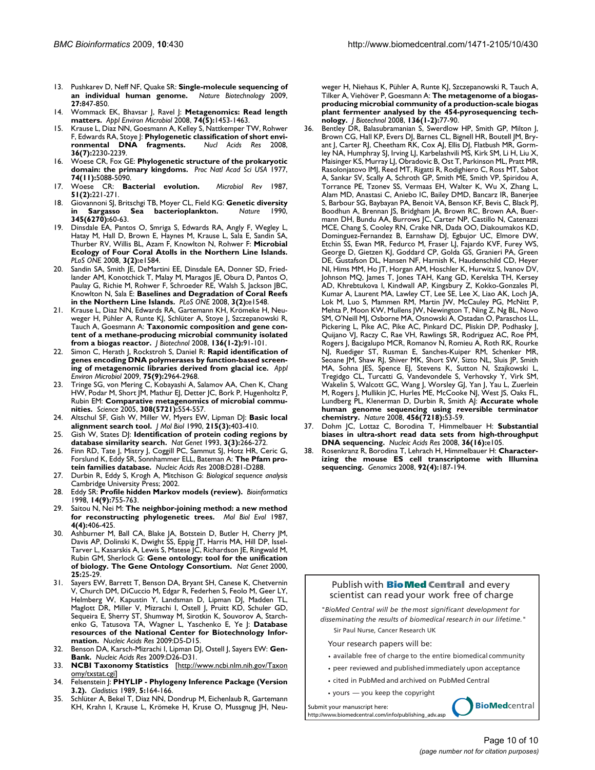13. Pushkarev D, Neff NF, Quake SR: **Single-molecule sequencing of an individual human genome.** *Nature Biotechnology* 2009, **27:**847-850.
14. Wommack EK, Bhavsar J, Ravel J: **Metagenomics: Read length matters.** *Appl Environ Microbiol* 2008, **74(5):**1453-1463.
15. Krause L, Diaz NN, Goesmann A, Kelley S, Nattkemper TW, Rohwer F, Edwards RA, Stoye J: **Phylogenetic classification of short environmental DNA fragments.** *Nucl Acids Res* 2008, **36(7):**2230-2239.
16. Woese CR, Fox GE: **Phylogenetic structure of the prokaryotic domain: the primary kingdoms.** *Proc Natl Acad Sci USA* 1977, **74(11):**5088-5090.
17. Woese CR: **Bacterial evolution.** *Microbiol Rev* 1987, **51(2):**221-271.
18. Giovannoni SJ, Britschgi TB, Moyer CL, Field KG: **Genetic diversity in Sargasso Sea bacterioplankton.** *Nature* 1990, **345(6270):**60-63.
19. Dinsdale EA, Pantos O, Smriga S, Edwards RA, Angly F, Wegley L, Hatay M, Hall D, Brown E, Haynes M, Krause L, Sala E, Sandin SA, Thurber RV, Willis BL, Azam F, Knowlton N, Rohwer F: **Microbial Ecology of Four Coral Atolls in the Northern Line Islands.** *PLoS ONE* 2008, **3(2):**e1584.
20. Sandin SA, Smith JE, DeMartini EE, Dinsdale EA, Donner SD, Friedlander AM, Konotchick T, Malay M, Maragos JE, Obura D, Pantos O, Paulay G, Richie M, Rohwer F, Schroeder RE, Walsh S, Jackson JBC, Knowlton N, Sala E: **Baselines and Degradation of Coral Reefs in the Northern Line Islands.** *PLoS ONE* 2008, **3(2):**e1548.
21. Krause L, Diaz NN, Edwards RA, Gartemann KH, Krömeke H, Neuweger H, Pühler A, Runte KJ, Schlüter A, Stoye J, Szczepanowski R, Tauch A, Goesmann A: **Taxonomic composition and gene content of a methane-producing microbial community isolated from a biogas reactor.** *J Biotechnol* 2008, **136(1-2):**91-101.
22. Simon C, Herath J, Rockstroh S, Daniel R: **Rapid identification of genes encoding DNA polymerases by function-based screening of metagenomic libraries derived from glacial ice.** *Appl Environ Microbiol* 2009, **75(9):**2964-2968.
23. Tringe SG, von Mering C, Kobayashi A, Salamov AA, Chen K, Chang HW, Podar M, Short JM, Mathur EJ, Detter JC, Bork P, Hugenholtz P, Rubin EM: **Comparative metagenomics of microbial communities.** *Science* 2005, **308(5721):**554-557.
24. Altschul SF, Gish W, Miller W, Myers EW, Lipman DJ: **Basic local alignment search tool.** *J Mol Biol* 1990, **215(3):**403-410.
25. Gish W, States DJ: **Identification of protein coding regions by database similarity search.** *Nat Genet* 1993, **3(3):**266-272.
26. Finn RD, Tate J, Mistry J, Coggill PC, Sammut SJ, Hotz HR, Ceric G, Forslund K, Eddy SR, Sonnhammer ELL, Bateman A: **The Pfam protein families database.** *Nucleic Acids Res* 2008:D281-D288.
27. Durbin R, Eddy S, Krogh A, Mitchison G: *Biological sequence analysis* Cambridge University Press; 2002.
28. Eddy SR: **Profile hidden Markov models (review).** *Bioinformatics* 1998, **14(9):**755-763.
29. Saitou N, Nei M: **The neighbor-joining method: a new method for reconstructing phylogenetic trees.** *Mol Biol Evol* 1987, **4(4):**406-425.
30. Ashburner M, Ball CA, Blake JA, Botstein D, Butler H, Cherry JM, Davis AP, Dolinski K, Dwight SS, Eppig JT, Harris MA, Hill DP, Issel-Tarver L, Kasarskis A, Lewis S, Matese JC, Richardson JE, Ringwald M, Rubin GM, Sherlock G: **Gene ontology: tool for the unification of biology. The Gene Ontology Consortium.** *Nat Genet* 2000, **25:**25-29.
31. Sayers EW, Barrett T, Benson DA, Bryant SH, Canese K, Chetvernin V, Church DM, DiCuccio M, Edgar R, Federhen S, Feolo M, Geer LY, Helmberg W, Kapustin Y, Landsman D, Lipman DJ, Madden TL, Maglott DR, Miller V, Mizrachi I, Ostell J, Pruitt KD, Schuler GD, Sequeira E, Sherry ST, Shumway M, Sirotkin K, Souvorov A, Starchenko G, Tatusova TA, Wagner L, Yaschenko E, Ye J: **Database resources of the National Center for Biotechnology Information.** *Nucleic Acids Res* 2009:D5-D15.
32. Benson DA, Karsch-Mizrachi I, Lipman DJ, Ostell J, Sayers EW: **GenBank.** *Nucleic Acids Res* 2009:D26-D31.
33. **NCBI Taxonomy Statistics** [http://www.ncbi.nlm.nih.gov/Taxonomy/txstat.cgi]
34. Felsenstein J: **PHYLIP - Phylogeny Inference Package (Version 3.2).** *Cladistics* 1989, **5:**164-166.
35. Schlüter A, Bekel T, Diaz NN, Dondrup M, Eichenlaub R, Gartemann KH, Krahn I, Krause L, Krömeke H, Kruse O, Mussgnug JH, Neuweger H, Niehaus K, Pühler A, Runte KJ, Szczepanowski R, Tauch A, Tilker A, Viehöver P, Goesmann A: **The metagenome of a biogas-producing microbial community of a production-scale biogas plant fermenter analysed by the 454-pyrosequencing technology.** *J Biotechnol* 2008, **136(1-2):**77-90.
36. Bentley DR, Balasubramanian S, Swerdlow HP, Smith GP, Milton J, Brown CG, Hall KP, Evers DJ, Barnes CL, Bignell HR, Boutell JM, Bryant J, Carter RJ, Cheetham RK, Cox AJ, Ellis DJ, Flatbush MR, Gormley NA, Humphray SJ, Irving LJ, Karbelashvili MS, Kirk SM, Li H, Liu X, Maisinger KS, Murray LJ, Obradovic B, Ost T, Parkinson ML, Pratt MR, Rasolonjatovo IMJ, Reed MT, Rigatti R, Rodighiero C, Ross MT, Sabot A, Sankar SV, Scally A, Schroth GP, Smith ME, Smith VP, Spiridou A, Torrance PE, Tzonev SS, Vermaas EH, Walter K, Wu X, Zhang L, Alam MD, Anastasi C, Aniebo IC, Bailey DMD, Bancarz IR, Banerjee S, Barbour SG, Baybayan PA, Benoit VA, Benson KF, Bevis C, Black PJ, Boodhun A, Brennan JS, Bridgham JA, Brown RC, Brown AA, Buermann DH, Bundu AA, Burrows JC, Carter NP, Castillo N, Catenazzi MCE, Chang S, Cooley RN, Crake NR, Dada OO, Diakoumakos KD, Dominguez-Fernandez B, Earnshaw DJ, Egbujor UC, Elmore DW, Etchin SS, Ewan MR, Fedurco M, Fraser LJ, Fajardo KVF, Furey WS, George D, Gietzen KJ, Goddard CP, Golda GS, Granieri PA, Green DE, Gustafson DL, Hansen NF, Harnish K, Haudenschild CD, Heyer NI, Hims MM, Ho JT, Horgan AM, Hoschler K, Hurwitz S, Ivanov DV, Johnson MQ, James T, Jones TAH, Kang GD, Kerelska TH, Kersey AD, Khrebtukova I, Kindwall AP, Kingsbury Z, Kokko-Gonzales PI, Kumar A, Laurent MA, Lawley CT, Lee SE, Lee X, Liao AK, Loch JA, Lok M, Luo S, Mammen RM, Martin JW, McCauley PG, McNitt P, Mehta P, Moon KW, Mullens JW, Newington T, Ning Z, Ng BL, Novo SM, O'Neill MJ, Osborne MA, Osnowski A, Ostadan O, Paraschos LL, Pickering L, Pike AC, Pike AC, Pinkard DC, Pliskin DP, Podhasky J, Quijano VJ, Raczy C, Rae VH, Rawlings SR, Rodriguez AC, Roe PM, Rogers J, Bacigalupo MCR, Romanov N, Romieu A, Roth RK, Rourke NJ, Ruediger ST, Rusman E, Sanches-Kuiper RM, Schenker MR, Seoane JM, Shaw RJ, Shiver MK, Short SW, Sizto NL, Sluis JP, Smith MA, Sohna JES, Spence EJ, Stevens K, Sutton N, Szajkowski L, Tregidgo CL, Turcatti G, Vandevondele S, Verhovsky Y, Virk SM, Wakelin S, Walcott GC, Wang J, Worsley GJ, Yan J, Yau L, Zuerlein M, Rogers J, Mullikin JC, Hurles ME, McCooke NJ, West JS, Oaks FL, Lundberg PL, Klenerman D, Durbin R, Smith AJ: **Accurate whole human genome sequencing using reversible terminator chemistry.** *Nature* 2008, **456(7218):**53-59.
37. Dohm JC, Lottaz C, Borodina T, Himmelbauer H: **Substantial biases in ultra-short read data sets from high-throughput DNA sequencing.** *Nucleic Acids Res* 2008, **36(16):**e105.
38. Rosenkranz R, Borodina T, Lehrach H, Himmelbauer H: **Characterizing the mouse ES cell transcriptome with Illumina sequencing.** *Genomics* 2008, **92(4):**187-194.

Publish with **BioMed Central** and every scientist can read your work free of charge

*"BioMed Central will be the most significant development for disseminating the results of biomedical research in our lifetime."*

Sir Paul Nurse, Cancer Research UK

Your research papers will be:

- available free of charge to the entire biomedical community
- peer reviewed and published immediately upon acceptance
- cited in PubMed and archived on PubMed Central
- yours — you keep the copyright

Submit your manuscript here:
http://www.biomedcentral.com/info/publishing_adv.asp

**BioMed**central